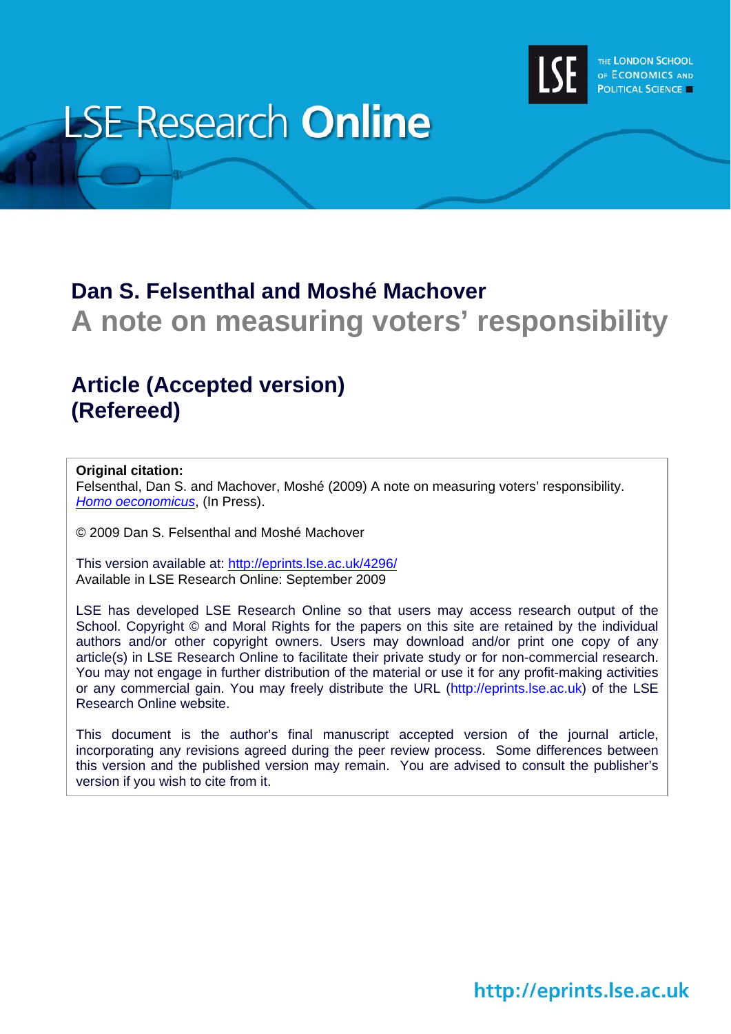LSE Research **Online**

THE LONDON SCHOOL OF ECONOMICS AND POLITICAL SCIENCE

## Dan S. Felsenthal and Moshé Machover

# A note on measuring voters' responsibility

## Article (Accepted version) (Refereed)

**Original citation:**
Felsenthal, Dan S. and Machover, Moshé (2009) A note on measuring voters' responsibility. *Homo oeconomicus*, (In Press).

© 2009 Dan S. Felsenthal and Moshé Machover

This version available at: http://eprints.lse.ac.uk/4296/
Available in LSE Research Online: September 2009

LSE has developed LSE Research Online so that users may access research output of the School. Copyright © and Moral Rights for the papers on this site are retained by the individual authors and/or other copyright owners. Users may download and/or print one copy of any article(s) in LSE Research Online to facilitate their private study or for non-commercial research. You may not engage in further distribution of the material or use it for any profit-making activities or any commercial gain. You may freely distribute the URL (http://eprints.lse.ac.uk) of the LSE Research Online website.

This document is the author's final manuscript accepted version of the journal article, incorporating any revisions agreed during the peer review process. Some differences between this version and the published version may remain. You are advised to consult the publisher's version if you wish to cite from it.

http://eprints.lse.ac.uk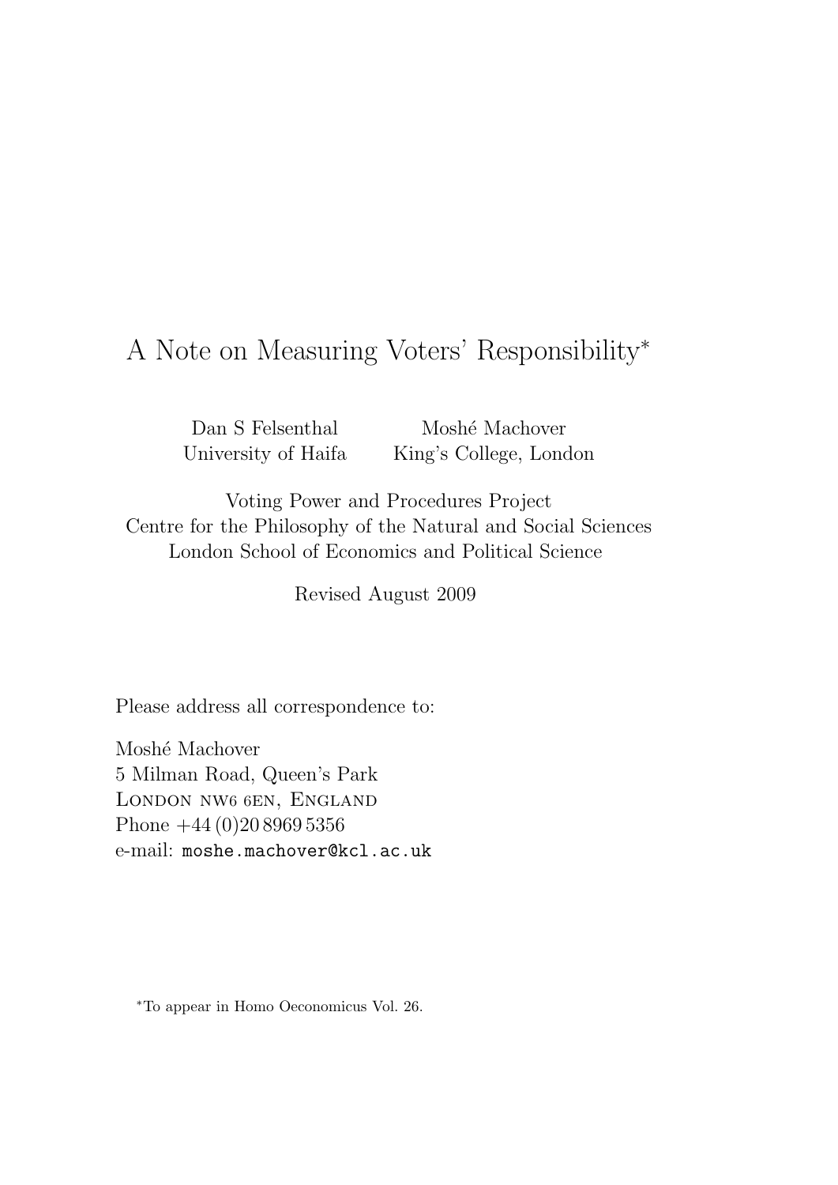# A Note on Measuring Voters' Responsibility*

Dan S Felsenthal
University of Haifa

Moshé Machover
King's College, London

Voting Power and Procedures Project
Centre for the Philosophy of the Natural and Social Sciences
London School of Economics and Political Science

Revised August 2009

Please address all correspondence to:

Moshé Machover
5 Milman Road, Queen's Park
London nw6 6en, England
Phone +44 (0)20 8969 5356
e-mail: `moshe.machover@kcl.ac.uk`

*To appear in Homo Oeconomicus Vol. 26.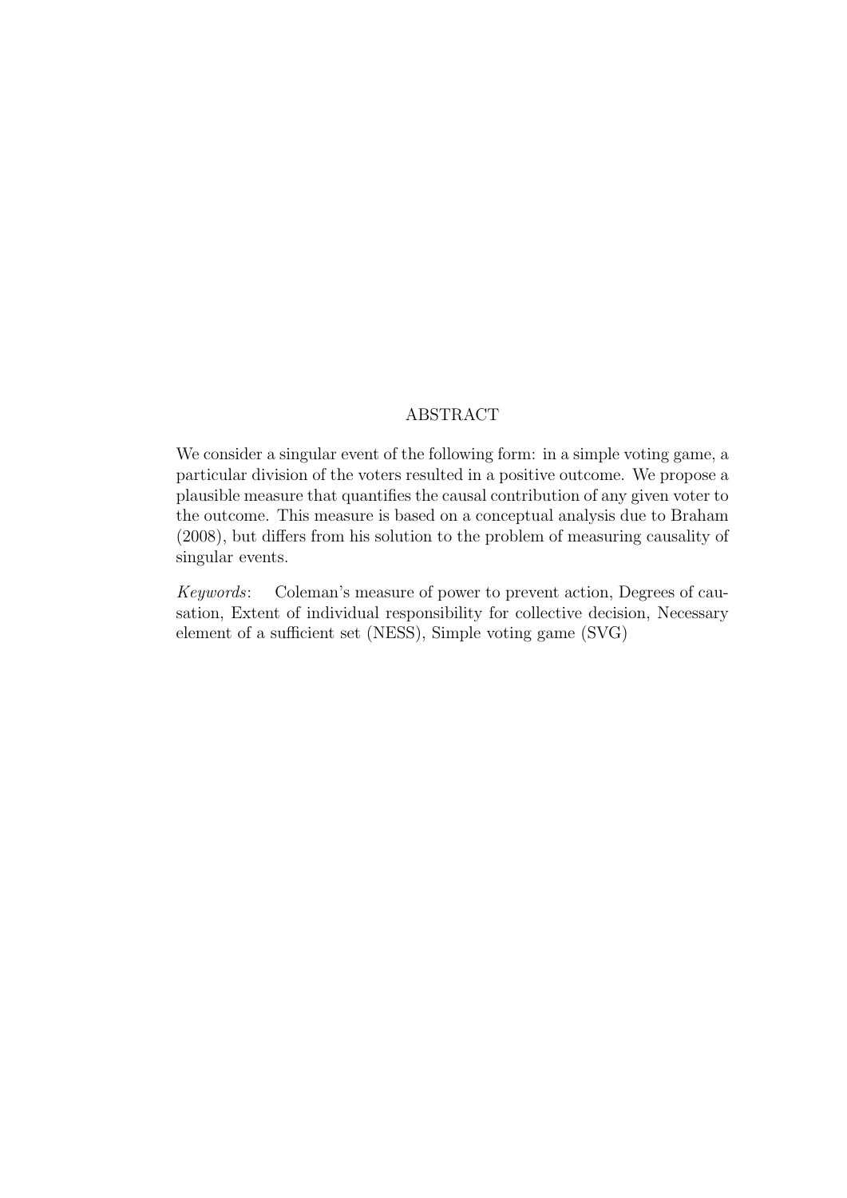## ABSTRACT

We consider a singular event of the following form: in a simple voting game, a particular division of the voters resulted in a positive outcome. We propose a plausible measure that quantifies the causal contribution of any given voter to the outcome. This measure is based on a conceptual analysis due to Braham (2008), but differs from his solution to the problem of measuring causality of singular events.

*Keywords*: Coleman's measure of power to prevent action, Degrees of causation, Extent of individual responsibility for collective decision, Necessary element of a sufficient set (NESS), Simple voting game (SVG)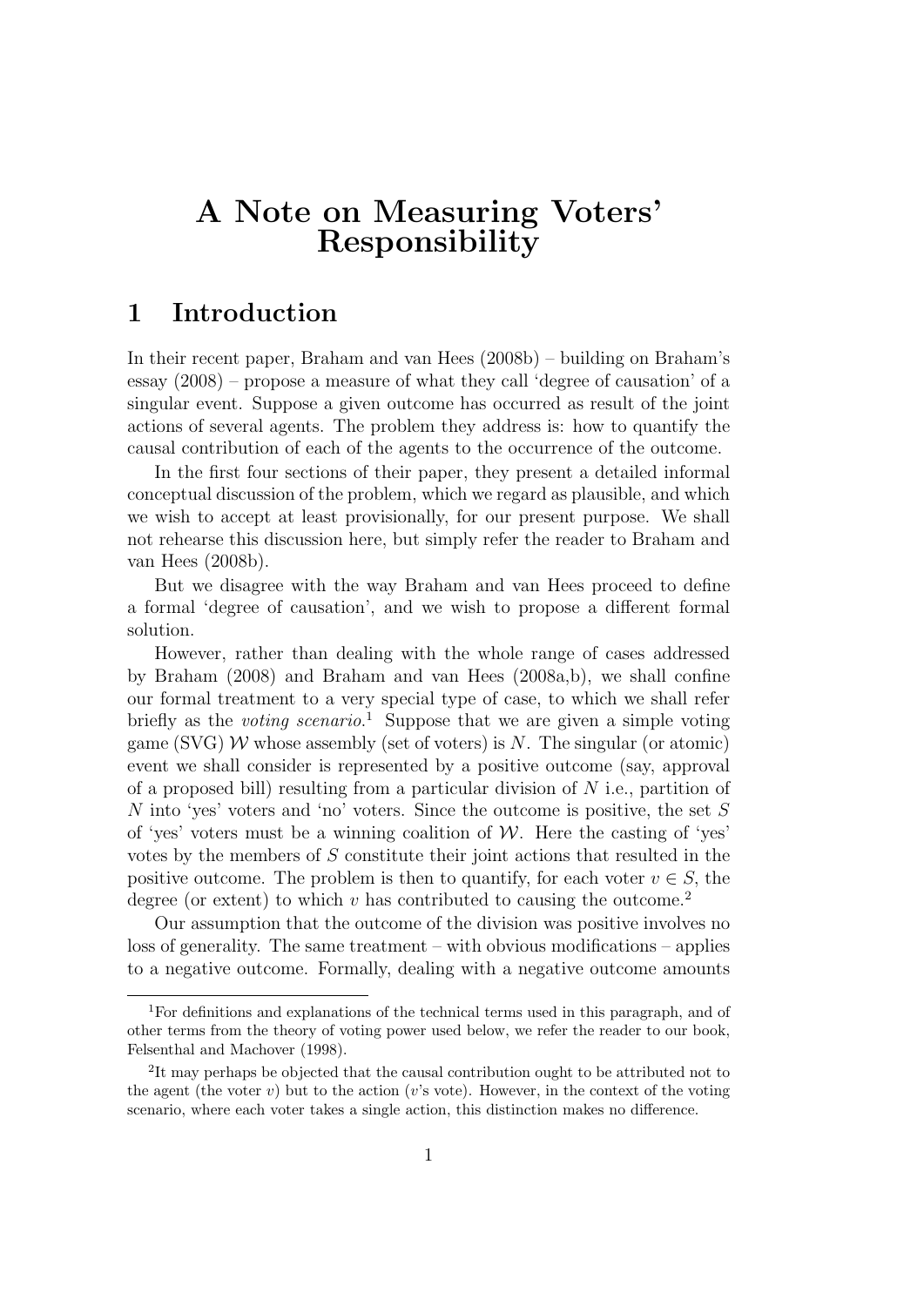# A Note on Measuring Voters' Responsibility

## 1 Introduction

In their recent paper, Braham and van Hees (2008b) – building on Braham's essay (2008) – propose a measure of what they call 'degree of causation' of a singular event. Suppose a given outcome has occurred as result of the joint actions of several agents. The problem they address is: how to quantify the causal contribution of each of the agents to the occurrence of the outcome.

In the first four sections of their paper, they present a detailed informal conceptual discussion of the problem, which we regard as plausible, and which we wish to accept at least provisionally, for our present purpose. We shall not rehearse this discussion here, but simply refer the reader to Braham and van Hees (2008b).

But we disagree with the way Braham and van Hees proceed to define a formal 'degree of causation', and we wish to propose a different formal solution.

However, rather than dealing with the whole range of cases addressed by Braham (2008) and Braham and van Hees (2008a,b), we shall confine our formal treatment to a very special type of case, to which we shall refer briefly as the *voting scenario*.[1] Suppose that we are given a simple voting game (SVG) $\mathcal{W}$ whose assembly (set of voters) is $N$. The singular (or atomic) event we shall consider is represented by a positive outcome (say, approval of a proposed bill) resulting from a particular division of $N$ i.e., partition of $N$ into 'yes' voters and 'no' voters. Since the outcome is positive, the set $S$ of 'yes' voters must be a winning coalition of $\mathcal{W}$. Here the casting of 'yes' votes by the members of $S$ constitute their joint actions that resulted in the positive outcome. The problem is then to quantify, for each voter $v \in S$, the degree (or extent) to which $v$ has contributed to causing the outcome.[2]

Our assumption that the outcome of the division was positive involves no loss of generality. The same treatment – with obvious modifications – applies to a negative outcome. Formally, dealing with a negative outcome amounts

[1] For definitions and explanations of the technical terms used in this paragraph, and of other terms from the theory of voting power used below, we refer the reader to our book, Felsenthal and Machover (1998).

[2] It may perhaps be objected that the causal contribution ought to be attributed not to the agent (the voter $v$) but to the action ($v$'s vote). However, in the context of the voting scenario, where each voter takes a single action, this distinction makes no difference.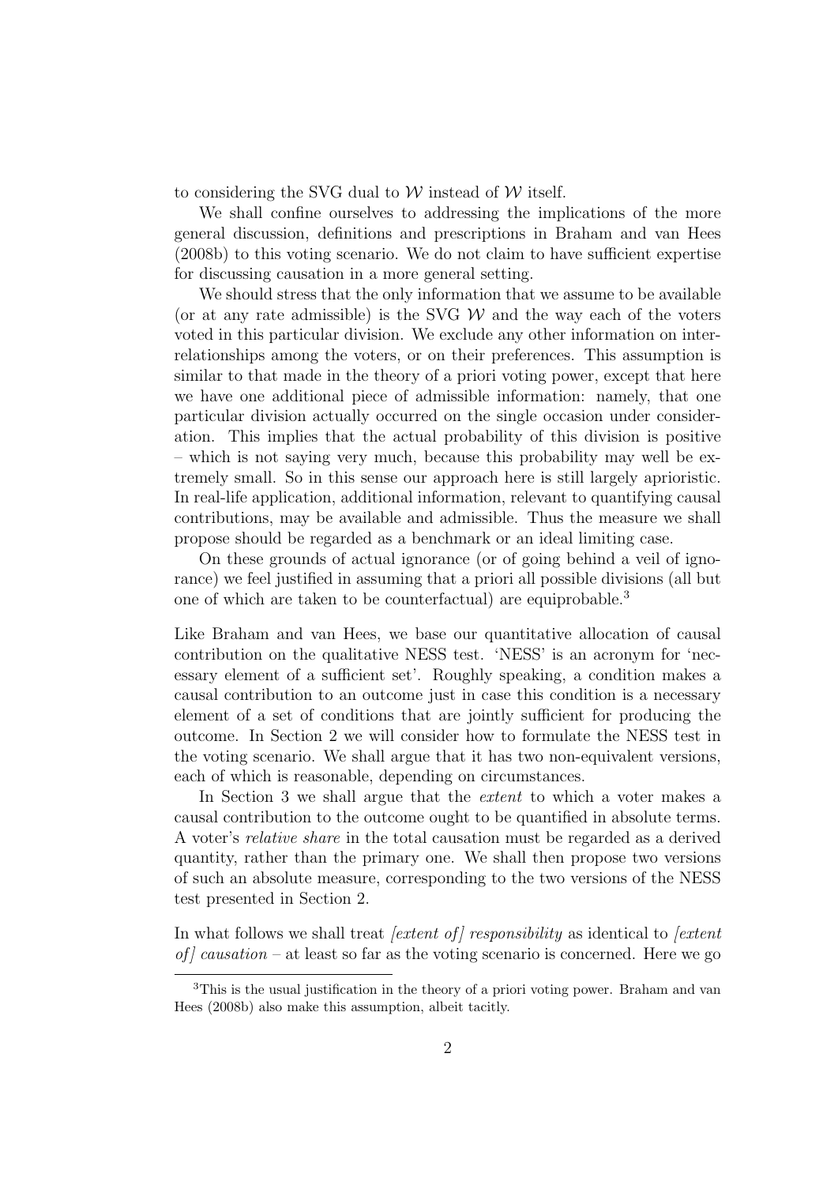to considering the SVG dual to $\mathcal{W}$ instead of $\mathcal{W}$ itself.

We shall confine ourselves to addressing the implications of the more general discussion, definitions and prescriptions in Braham and van Hees (2008b) to this voting scenario. We do not claim to have sufficient expertise for discussing causation in a more general setting.

We should stress that the only information that we assume to be available (or at any rate admissible) is the SVG $\mathcal{W}$ and the way each of the voters voted in this particular division. We exclude any other information on inter-relationships among the voters, or on their preferences. This assumption is similar to that made in the theory of a priori voting power, except that here we have one additional piece of admissible information: namely, that one particular division actually occurred on the single occasion under consideration. This implies that the actual probability of this division is positive – which is not saying very much, because this probability may well be extremely small. So in this sense our approach here is still largely aprioristic. In real-life application, additional information, relevant to quantifying causal contributions, may be available and admissible. Thus the measure we shall propose should be regarded as a benchmark or an ideal limiting case.

On these grounds of actual ignorance (or of going behind a veil of ignorance) we feel justified in assuming that a priori all possible divisions (all but one of which are taken to be counterfactual) are equiprobable.[3]

Like Braham and van Hees, we base our quantitative allocation of causal contribution on the qualitative NESS test. 'NESS' is an acronym for 'necessary element of a sufficient set'. Roughly speaking, a condition makes a causal contribution to an outcome just in case this condition is a necessary element of a set of conditions that are jointly sufficient for producing the outcome. In Section 2 we will consider how to formulate the NESS test in the voting scenario. We shall argue that it has two non-equivalent versions, each of which is reasonable, depending on circumstances.

In Section 3 we shall argue that the *extent* to which a voter makes a causal contribution to the outcome ought to be quantified in absolute terms. A voter's *relative share* in the total causation must be regarded as a derived quantity, rather than the primary one. We shall then propose two versions of such an absolute measure, corresponding to the two versions of the NESS test presented in Section 2.

In what follows we shall treat *[extent of] responsibility* as identical to *[extent of] causation* – at least so far as the voting scenario is concerned. Here we go

[3] This is the usual justification in the theory of a priori voting power. Braham and van Hees (2008b) also make this assumption, albeit tacitly.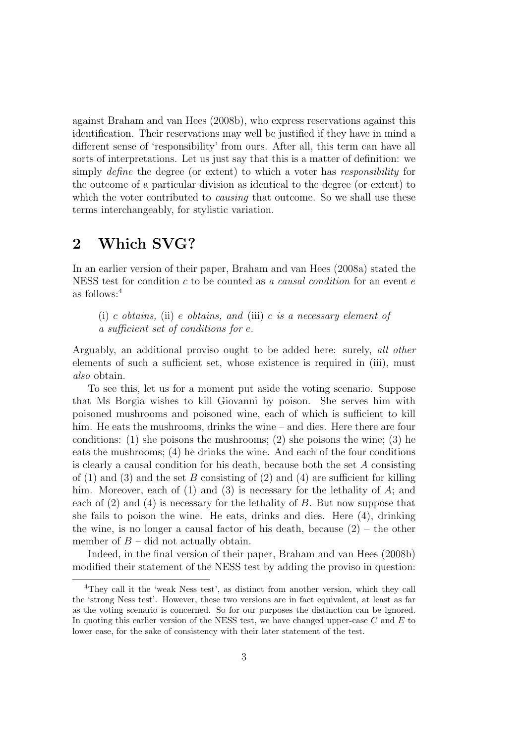against Braham and van Hees (2008b), who express reservations against this identification. Their reservations may well be justified if they have in mind a different sense of 'responsibility' from ours. After all, this term can have all sorts of interpretations. Let us just say that this is a matter of definition: we simply *define* the degree (or extent) to which a voter has *responsibility* for the outcome of a particular division as identical to the degree (or extent) to which the voter contributed to *causing* that outcome. So we shall use these terms interchangeably, for stylistic variation.

## 2 Which SVG?

In an earlier version of their paper, Braham and van Hees (2008a) stated the NESS test for condition $c$ to be counted as *a causal condition* for an event $e$ as follows:[4]

> (i) *$c$ obtains,* (ii) *$e$ obtains, and* (iii) *$c$ is a necessary element of a sufficient set of conditions for $e$.*

Arguably, an additional proviso ought to be added here: surely, *all other* elements of such a sufficient set, whose existence is required in (iii), must *also* obtain.

To see this, let us for a moment put aside the voting scenario. Suppose that Ms Borgia wishes to kill Giovanni by poison. She serves him with poisoned mushrooms and poisoned wine, each of which is sufficient to kill him. He eats the mushrooms, drinks the wine – and dies. Here there are four conditions: (1) she poisons the mushrooms; (2) she poisons the wine; (3) he eats the mushrooms; (4) he drinks the wine. And each of the four conditions is clearly a causal condition for his death, because both the set $A$ consisting of (1) and (3) and the set $B$ consisting of (2) and (4) are sufficient for killing him. Moreover, each of (1) and (3) is necessary for the lethality of $A$; and each of (2) and (4) is necessary for the lethality of $B$. But now suppose that she fails to poison the wine. He eats, drinks and dies. Here (4), drinking the wine, is no longer a causal factor of his death, because (2) – the other member of $B$ – did not actually obtain.

Indeed, in the final version of their paper, Braham and van Hees (2008b) modified their statement of the NESS test by adding the proviso in question:

---

[4] They call it the 'weak Ness test', as distinct from another version, which they call the 'strong Ness test'. However, these two versions are in fact equivalent, at least as far as the voting scenario is concerned. So for our purposes the distinction can be ignored. In quoting this earlier version of the NESS test, we have changed upper-case $C$ and $E$ to lower case, for the sake of consistency with their later statement of the test.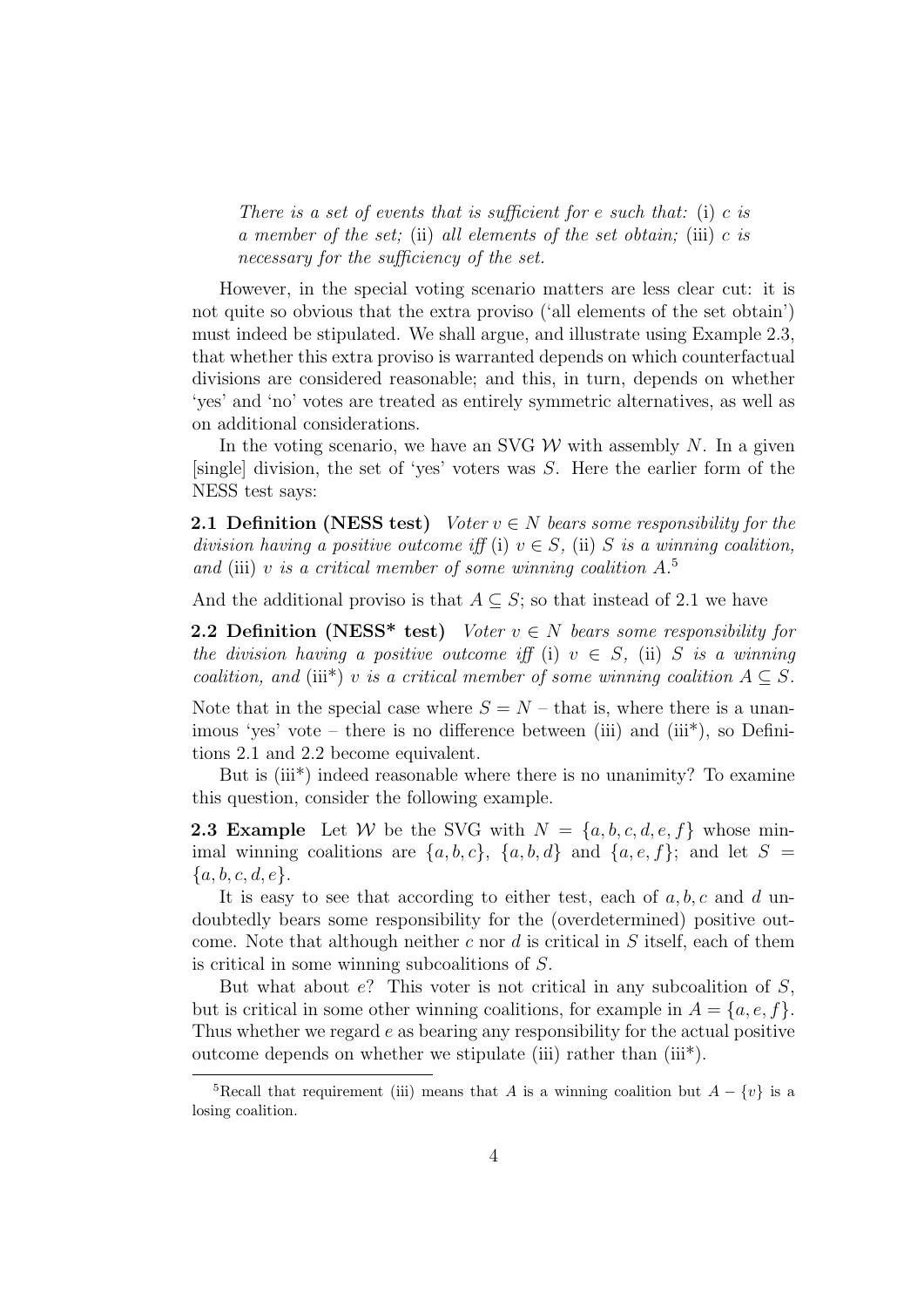*There is a set of events that is sufficient for e such that:* (i) *c is a member of the set;* (ii) *all elements of the set obtain;* (iii) *c is necessary for the sufficiency of the set.*

However, in the special voting scenario matters are less clear cut: it is not quite so obvious that the extra proviso ('all elements of the set obtain') must indeed be stipulated. We shall argue, and illustrate using Example 2.3, that whether this extra proviso is warranted depends on which counterfactual divisions are considered reasonable; and this, in turn, depends on whether 'yes' and 'no' votes are treated as entirely symmetric alternatives, as well as on additional considerations.

In the voting scenario, we have an SVG $\mathcal{W}$ with assembly $N$. In a given [single] division, the set of 'yes' voters was $S$. Here the earlier form of the NESS test says:

**2.1 Definition (NESS test)** *Voter $v \in N$ bears some responsibility for the division having a positive outcome iff* (i) *$v \in S$,* (ii) *$S$ is a winning coalition, and* (iii) *$v$ is a critical member of some winning coalition $A$.*[5]

And the additional proviso is that $A \subseteq S$; so that instead of 2.1 we have

**2.2 Definition (NESS\* test)** *Voter $v \in N$ bears some responsibility for the division having a positive outcome iff* (i) *$v \in S$,* (ii) *$S$ is a winning coalition, and* (iii\*) *$v$ is a critical member of some winning coalition $A \subseteq S$.*

Note that in the special case where $S = N$ – that is, where there is a unanimous 'yes' vote – there is no difference between (iii) and (iii\*), so Definitions 2.1 and 2.2 become equivalent.

But is (iii\*) indeed reasonable where there is no unanimity? To examine this question, consider the following example.

**2.3 Example** Let $\mathcal{W}$ be the SVG with $N = \{a, b, c, d, e, f\}$ whose minimal winning coalitions are $\{a, b, c\}$, $\{a, b, d\}$ and $\{a, e, f\}$; and let $S = \{a, b, c, d, e\}$.

It is easy to see that according to either test, each of $a, b, c$ and $d$ undoubtedly bears some responsibility for the (overdetermined) positive outcome. Note that although neither $c$ nor $d$ is critical in $S$ itself, each of them is critical in some winning subcoalitions of $S$.

But what about $e$? This voter is not critical in any subcoalition of $S$, but is critical in some other winning coalitions, for example in $A = \{a, e, f\}$. Thus whether we regard $e$ as bearing any responsibility for the actual positive outcome depends on whether we stipulate (iii) rather than (iii\*).

[5] Recall that requirement (iii) means that $A$ is a winning coalition but $A - \{v\}$ is a losing coalition.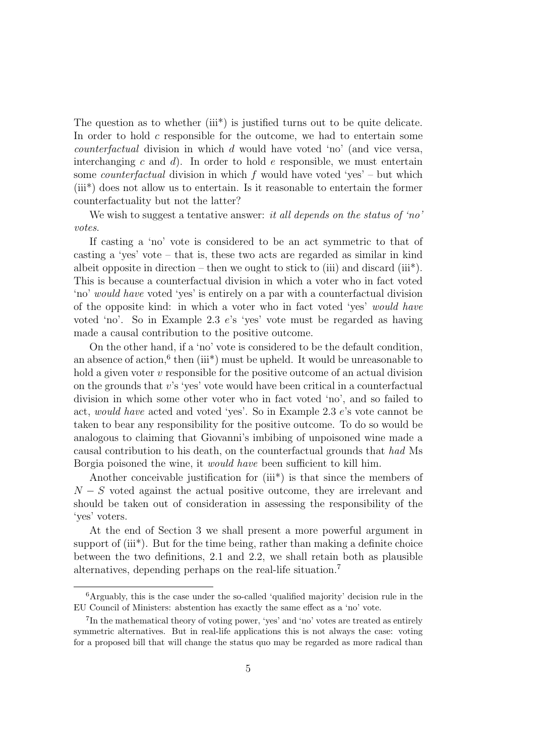The question as to whether (iii*) is justified turns out to be quite delicate. In order to hold $c$ responsible for the outcome, we had to entertain some *counterfactual* division in which $d$ would have voted 'no' (and vice versa, interchanging $c$ and $d$). In order to hold $e$ responsible, we must entertain some *counterfactual* division in which $f$ would have voted 'yes' – but which (iii*) does not allow us to entertain. Is it reasonable to entertain the former counterfactuality but not the latter?

We wish to suggest a tentative answer: *it all depends on the status of 'no' votes*.

If casting a 'no' vote is considered to be an act symmetric to that of casting a 'yes' vote – that is, these two acts are regarded as similar in kind albeit opposite in direction – then we ought to stick to (iii) and discard (iii*). This is because a counterfactual division in which a voter who in fact voted 'no' *would have* voted 'yes' is entirely on a par with a counterfactual division of the opposite kind: in which a voter who in fact voted 'yes' *would have* voted 'no'. So in Example 2.3 $e$'s 'yes' vote must be regarded as having made a causal contribution to the positive outcome.

On the other hand, if a 'no' vote is considered to be the default condition, an absence of action,[6] then (iii*) must be upheld. It would be unreasonable to hold a given voter $v$ responsible for the positive outcome of an actual division on the grounds that $v$'s 'yes' vote would have been critical in a counterfactual division in which some other voter who in fact voted 'no', and so failed to act, *would have* acted and voted 'yes'. So in Example 2.3 $e$'s vote cannot be taken to bear any responsibility for the positive outcome. To do so would be analogous to claiming that Giovanni's imbibing of unpoisoned wine made a causal contribution to his death, on the counterfactual grounds that *had* Ms Borgia poisoned the wine, it *would have* been sufficient to kill him.

Another conceivable justification for (iii*) is that since the members of $N - S$ voted against the actual positive outcome, they are irrelevant and should be taken out of consideration in assessing the responsibility of the 'yes' voters.

At the end of Section 3 we shall present a more powerful argument in support of (iii*). But for the time being, rather than making a definite choice between the two definitions, 2.1 and 2.2, we shall retain both as plausible alternatives, depending perhaps on the real-life situation.[7]

---

[6] Arguably, this is the case under the so-called 'qualified majority' decision rule in the EU Council of Ministers: abstention has exactly the same effect as a 'no' vote.

[7] In the mathematical theory of voting power, 'yes' and 'no' votes are treated as entirely symmetric alternatives. But in real-life applications this is not always the case: voting for a proposed bill that will change the status quo may be regarded as more radical than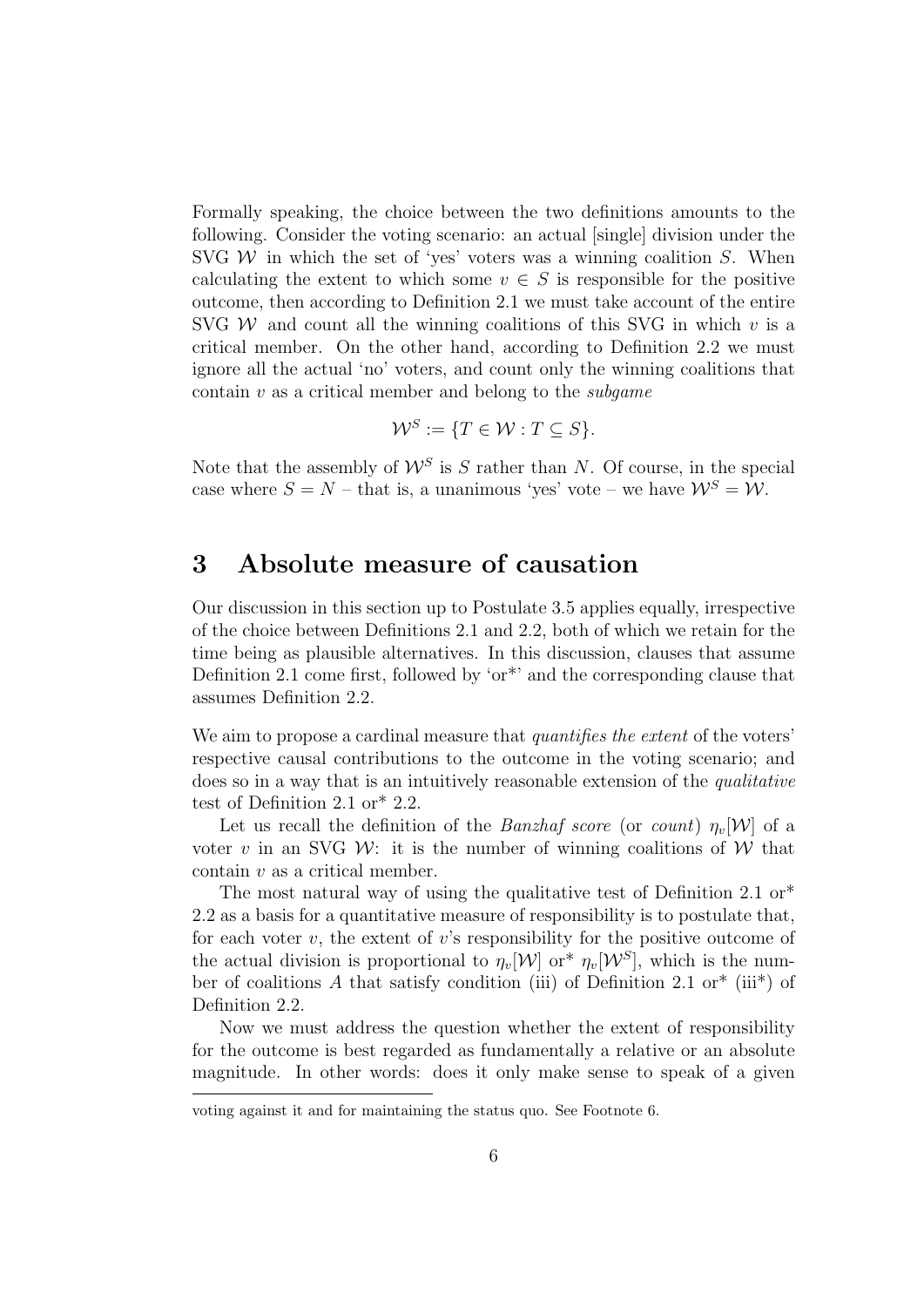Formally speaking, the choice between the two definitions amounts to the following. Consider the voting scenario: an actual [single] division under the SVG $\mathcal{W}$ in which the set of 'yes' voters was a winning coalition $S$. When calculating the extent to which some $v \in S$ is responsible for the positive outcome, then according to Definition 2.1 we must take account of the entire SVG $\mathcal{W}$ and count all the winning coalitions of this SVG in which $v$ is a critical member. On the other hand, according to Definition 2.2 we must ignore all the actual 'no' voters, and count only the winning coalitions that contain $v$ as a critical member and belong to the *subgame*

$$\mathcal{W}^S := \{T \in \mathcal{W} : T \subseteq S\}.$$

Note that the assembly of $\mathcal{W}^S$ is $S$ rather than $N$. Of course, in the special case where $S = N$ – that is, a unanimous 'yes' vote – we have $\mathcal{W}^S = \mathcal{W}$.

# 3 Absolute measure of causation

Our discussion in this section up to Postulate 3.5 applies equally, irrespective of the choice between Definitions 2.1 and 2.2, both of which we retain for the time being as plausible alternatives. In this discussion, clauses that assume Definition 2.1 come first, followed by 'or*' and the corresponding clause that assumes Definition 2.2.

We aim to propose a cardinal measure that *quantifies the extent* of the voters' respective causal contributions to the outcome in the voting scenario; and does so in a way that is an intuitively reasonable extension of the *qualitative* test of Definition 2.1 or* 2.2.

Let us recall the definition of the *Banzhaf score* (or *count*) $\eta_v[\mathcal{W}]$ of a voter $v$ in an SVG $\mathcal{W}$: it is the number of winning coalitions of $\mathcal{W}$ that contain $v$ as a critical member.

The most natural way of using the qualitative test of Definition 2.1 or* 2.2 as a basis for a quantitative measure of responsibility is to postulate that, for each voter $v$, the extent of $v$'s responsibility for the positive outcome of the actual division is proportional to $\eta_v[\mathcal{W}]$ or* $\eta_v[\mathcal{W}^S]$, which is the number of coalitions $A$ that satisfy condition (iii) of Definition 2.1 or* (iii*) of Definition 2.2.

Now we must address the question whether the extent of responsibility for the outcome is best regarded as fundamentally a relative or an absolute magnitude. In other words: does it only make sense to speak of a given

voting against it and for maintaining the status quo. See Footnote 6.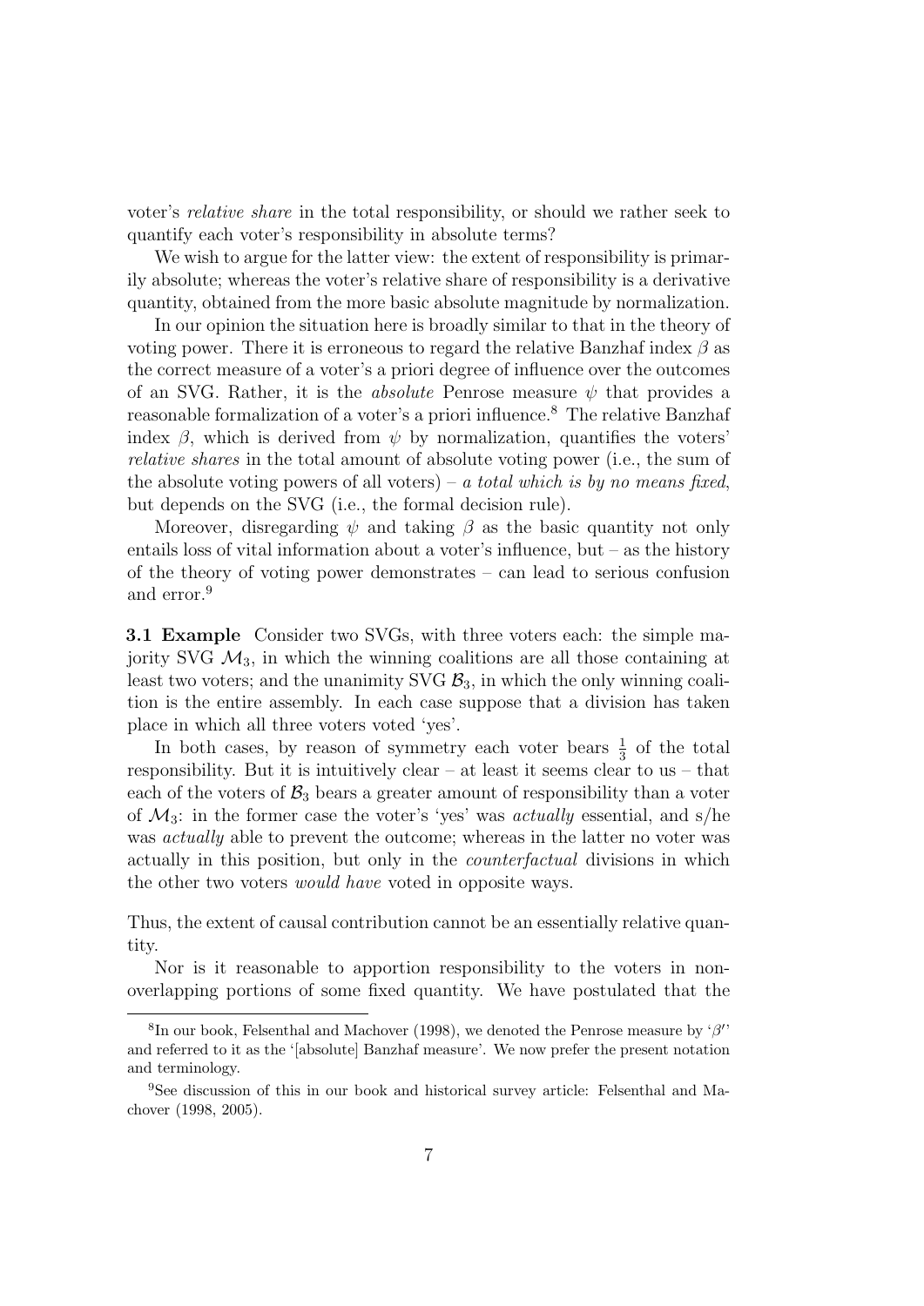voter's *relative share* in the total responsibility, or should we rather seek to quantify each voter's responsibility in absolute terms?

We wish to argue for the latter view: the extent of responsibility is primarily absolute; whereas the voter's relative share of responsibility is a derivative quantity, obtained from the more basic absolute magnitude by normalization.

In our opinion the situation here is broadly similar to that in the theory of voting power. There it is erroneous to regard the relative Banzhaf index $\beta$ as the correct measure of a voter's a priori degree of influence over the outcomes of an SVG. Rather, it is the *absolute* Penrose measure $\psi$ that provides a reasonable formalization of a voter's a priori influence.[8] The relative Banzhaf index $\beta$, which is derived from $\psi$ by normalization, quantifies the voters' *relative shares* in the total amount of absolute voting power (i.e., the sum of the absolute voting powers of all voters) – *a total which is by no means fixed*, but depends on the SVG (i.e., the formal decision rule).

Moreover, disregarding $\psi$ and taking $\beta$ as the basic quantity not only entails loss of vital information about a voter's influence, but – as the history of the theory of voting power demonstrates – can lead to serious confusion and error.[9]

**3.1 Example** Consider two SVGs, with three voters each: the simple majority SVG $\mathcal{M}_3$, in which the winning coalitions are all those containing at least two voters; and the unanimity SVG $\mathcal{B}_3$, in which the only winning coalition is the entire assembly. In each case suppose that a division has taken place in which all three voters voted 'yes'.

In both cases, by reason of symmetry each voter bears $\frac{1}{3}$ of the total responsibility. But it is intuitively clear – at least it seems clear to us – that each of the voters of $\mathcal{B}_3$ bears a greater amount of responsibility than a voter of $\mathcal{M}_3$: in the former case the voter's 'yes' was *actually* essential, and s/he was *actually* able to prevent the outcome; whereas in the latter no voter was actually in this position, but only in the *counterfactual* divisions in which the other two voters *would have* voted in opposite ways.

Thus, the extent of causal contribution cannot be an essentially relative quantity.

Nor is it reasonable to apportion responsibility to the voters in non-overlapping portions of some fixed quantity. We have postulated that the

---

[8] In our book, Felsenthal and Machover (1998), we denoted the Penrose measure by '$\beta'$' and referred to it as the '[absolute] Banzhaf measure'. We now prefer the present notation and terminology.

[9] See discussion of this in our book and historical survey article: Felsenthal and Machover (1998, 2005).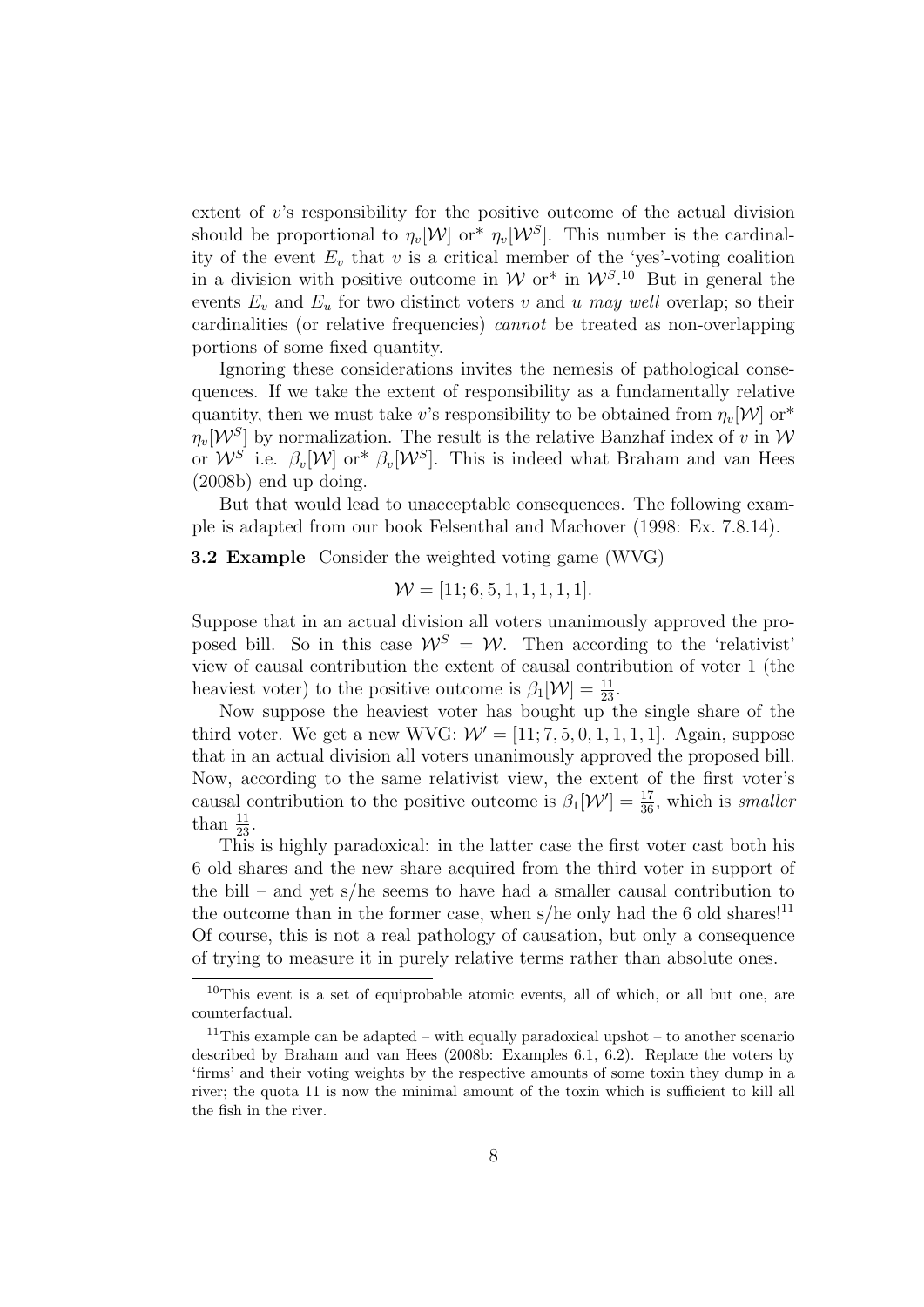extent of $v$'s responsibility for the positive outcome of the actual division should be proportional to $\eta_v[\mathcal{W}]$ or* $\eta_v[\mathcal{W}^S]$. This number is the cardinality of the event $E_v$ that $v$ is a critical member of the 'yes'-voting coalition in a division with positive outcome in $\mathcal{W}$ or* in $\mathcal{W}^S$.[10] But in general the events $E_v$ and $E_u$ for two distinct voters $v$ and $u$ *may well* overlap; so their cardinalities (or relative frequencies) *cannot* be treated as non-overlapping portions of some fixed quantity.

Ignoring these considerations invites the nemesis of pathological consequences. If we take the extent of responsibility as a fundamentally relative quantity, then we must take $v$'s responsibility to be obtained from $\eta_v[\mathcal{W}]$ or* $\eta_v[\mathcal{W}^S]$ by normalization. The result is the relative Banzhaf index of $v$ in $\mathcal{W}$ or $\mathcal{W}^S$ i.e. $\beta_v[\mathcal{W}]$ or* $\beta_v[\mathcal{W}^S]$. This is indeed what Braham and van Hees (2008b) end up doing.

But that would lead to unacceptable consequences. The following example is adapted from our book Felsenthal and Machover (1998: Ex. 7.8.14).

**3.2 Example** Consider the weighted voting game (WVG)

$$\mathcal{W} = [11; 6, 5, 1, 1, 1, 1, 1].$$

Suppose that in an actual division all voters unanimously approved the proposed bill. So in this case $\mathcal{W}^S = \mathcal{W}$. Then according to the 'relativist' view of causal contribution the extent of causal contribution of voter 1 (the heaviest voter) to the positive outcome is $\beta_1[\mathcal{W}] = \frac{11}{23}$.

Now suppose the heaviest voter has bought up the single share of the third voter. We get a new WVG: $\mathcal{W}' = [11; 7, 5, 0, 1, 1, 1, 1]$. Again, suppose that in an actual division all voters unanimously approved the proposed bill. Now, according to the same relativist view, the extent of the first voter's causal contribution to the positive outcome is $\beta_1[\mathcal{W}'] = \frac{17}{36}$, which is *smaller* than $\frac{11}{23}$.

This is highly paradoxical: in the latter case the first voter cast both his 6 old shares and the new share acquired from the third voter in support of the bill – and yet s/he seems to have had a smaller causal contribution to the outcome than in the former case, when s/he only had the 6 old shares![11] Of course, this is not a real pathology of causation, but only a consequence of trying to measure it in purely relative terms rather than absolute ones.

[10] This event is a set of equiprobable atomic events, all of which, or all but one, are counterfactual.

[11] This example can be adapted – with equally paradoxical upshot – to another scenario described by Braham and van Hees (2008b: Examples 6.1, 6.2). Replace the voters by 'firms' and their voting weights by the respective amounts of some toxin they dump in a river; the quota 11 is now the minimal amount of the toxin which is sufficient to kill all the fish in the river.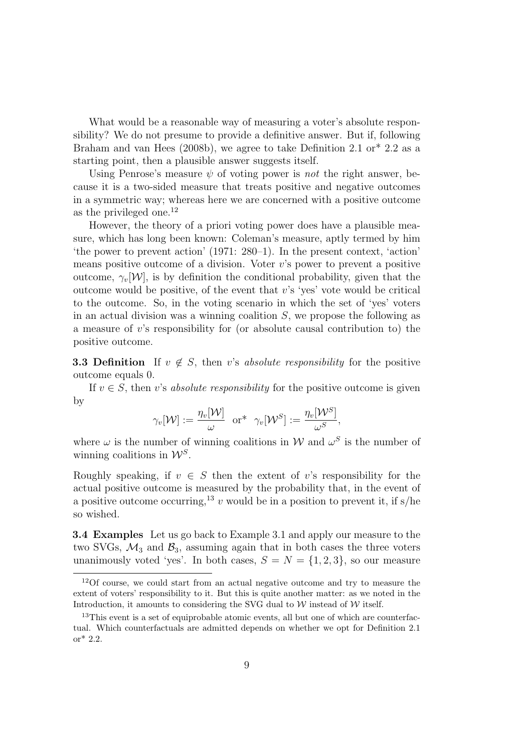What would be a reasonable way of measuring a voter's absolute responsibility? We do not presume to provide a definitive answer. But if, following Braham and van Hees (2008b), we agree to take Definition 2.1 or* 2.2 as a starting point, then a plausible answer suggests itself.

Using Penrose's measure $\psi$ of voting power is *not* the right answer, because it is a two-sided measure that treats positive and negative outcomes in a symmetric way; whereas here we are concerned with a positive outcome as the privileged one.[12]

However, the theory of a priori voting power does have a plausible measure, which has long been known: Coleman's measure, aptly termed by him 'the power to prevent action' (1971: 280–1). In the present context, 'action' means positive outcome of a division. Voter $v$'s power to prevent a positive outcome, $\gamma_v[\mathcal{W}]$, is by definition the conditional probability, given that the outcome would be positive, of the event that $v$'s 'yes' vote would be critical to the outcome. So, in the voting scenario in which the set of 'yes' voters in an actual division was a winning coalition $S$, we propose the following as a measure of $v$'s responsibility for (or absolute causal contribution to) the positive outcome.

**3.3 Definition** If $v \notin S$, then $v$'s *absolute responsibility* for the positive outcome equals 0.

If $v \in S$, then $v$'s *absolute responsibility* for the positive outcome is given by

$$\gamma_v[\mathcal{W}] := \frac{\eta_v[\mathcal{W}]}{\omega} \quad \text{or*} \quad \gamma_v[\mathcal{W}^S] := \frac{\eta_v[\mathcal{W}^S]}{\omega^S},$$

where $\omega$ is the number of winning coalitions in $\mathcal{W}$ and $\omega^S$ is the number of winning coalitions in $\mathcal{W}^S$.

Roughly speaking, if $v \in S$ then the extent of $v$'s responsibility for the actual positive outcome is measured by the probability that, in the event of a positive outcome occurring,[13] $v$ would be in a position to prevent it, if s/he so wished.

**3.4 Examples** Let us go back to Example 3.1 and apply our measure to the two SVGs, $\mathcal{M}_3$ and $\mathcal{B}_3$, assuming again that in both cases the three voters unanimously voted 'yes'. In both cases, $S = N = \{1, 2, 3\}$, so our measure

---

[12] Of course, we could start from an actual negative outcome and try to measure the extent of voters' responsibility to it. But this is quite another matter: as we noted in the Introduction, it amounts to considering the SVG dual to $\mathcal{W}$ instead of $\mathcal{W}$ itself.

[13] This event is a set of equiprobable atomic events, all but one of which are counterfactual. Which counterfactuals are admitted depends on whether we opt for Definition 2.1 or* 2.2.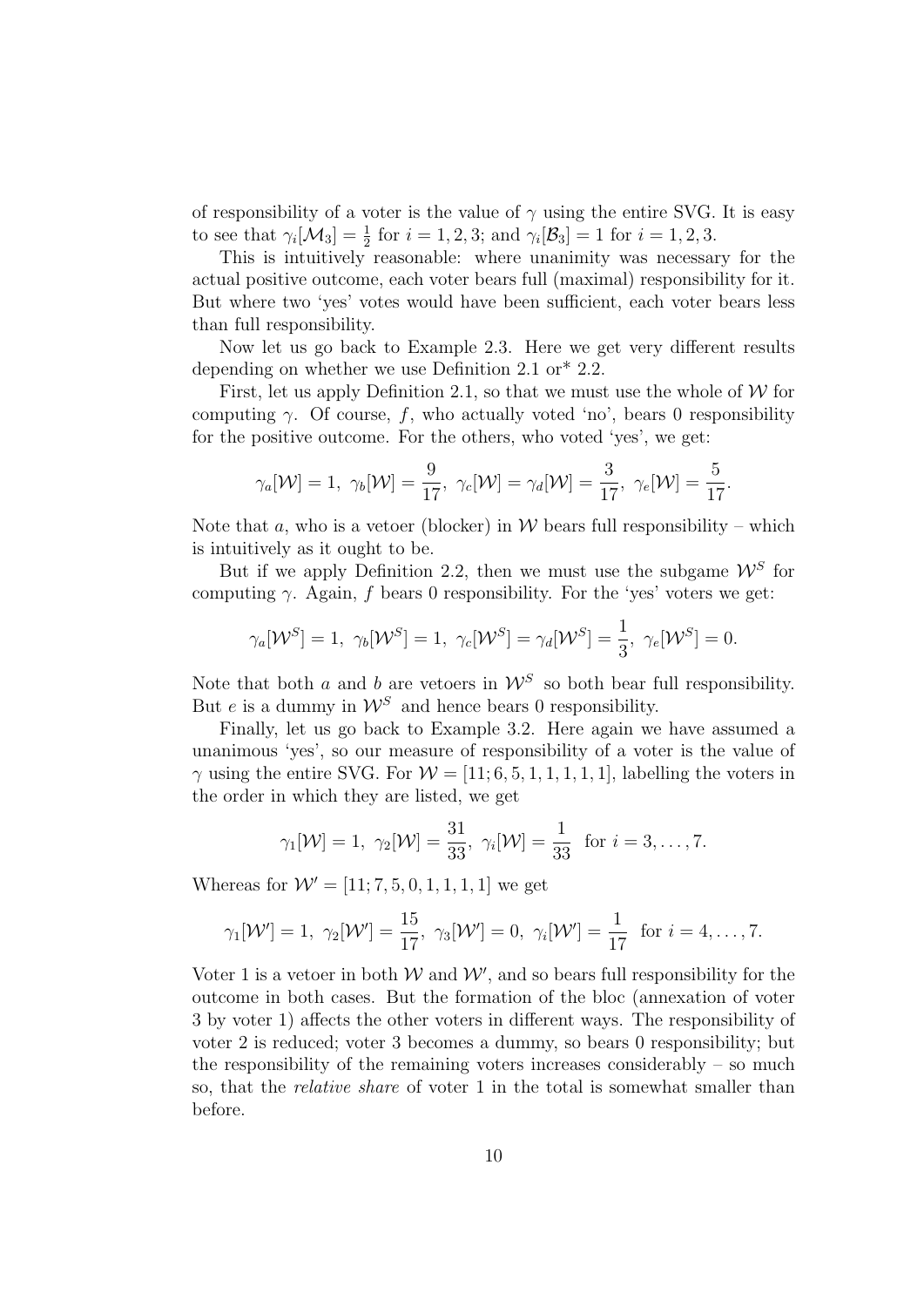of responsibility of a voter is the value of $\gamma$ using the entire SVG. It is easy to see that $\gamma_i[\mathcal{M}_3] = \frac{1}{2}$ for $i = 1, 2, 3$; and $\gamma_i[\mathcal{B}_3] = 1$ for $i = 1, 2, 3$.

This is intuitively reasonable: where unanimity was necessary for the actual positive outcome, each voter bears full (maximal) responsibility for it. But where two 'yes' votes would have been sufficient, each voter bears less than full responsibility.

Now let us go back to Example 2.3. Here we get very different results depending on whether we use Definition 2.1 or* 2.2.

First, let us apply Definition 2.1, so that we must use the whole of $\mathcal{W}$ for computing $\gamma$. Of course, $f$, who actually voted 'no', bears 0 responsibility for the positive outcome. For the others, who voted 'yes', we get:

$$\gamma_a[\mathcal{W}] = 1,\ \gamma_b[\mathcal{W}] = \frac{9}{17},\ \gamma_c[\mathcal{W}] = \gamma_d[\mathcal{W}] = \frac{3}{17},\ \gamma_e[\mathcal{W}] = \frac{5}{17}.$$

Note that $a$, who is a vetoer (blocker) in $\mathcal{W}$ bears full responsibility – which is intuitively as it ought to be.

But if we apply Definition 2.2, then we must use the subgame $\mathcal{W}^S$ for computing $\gamma$. Again, $f$ bears 0 responsibility. For the 'yes' voters we get:

$$\gamma_a[\mathcal{W}^S] = 1,\ \gamma_b[\mathcal{W}^S] = 1,\ \gamma_c[\mathcal{W}^S] = \gamma_d[\mathcal{W}^S] = \frac{1}{3},\ \gamma_e[\mathcal{W}^S] = 0.$$

Note that both $a$ and $b$ are vetoers in $\mathcal{W}^S$ so both bear full responsibility. But $e$ is a dummy in $\mathcal{W}^S$ and hence bears 0 responsibility.

Finally, let us go back to Example 3.2. Here again we have assumed a unanimous 'yes', so our measure of responsibility of a voter is the value of $\gamma$ using the entire SVG. For $\mathcal{W} = [11; 6, 5, 1, 1, 1, 1, 1]$, labelling the voters in the order in which they are listed, we get

$$\gamma_1[\mathcal{W}] = 1,\ \gamma_2[\mathcal{W}] = \frac{31}{33},\ \gamma_i[\mathcal{W}] = \frac{1}{33}\ \text{ for } i = 3, \ldots, 7.$$

Whereas for $\mathcal{W}' = [11; 7, 5, 0, 1, 1, 1, 1]$ we get

$$\gamma_1[\mathcal{W}'] = 1,\ \gamma_2[\mathcal{W}'] = \frac{15}{17},\ \gamma_3[\mathcal{W}'] = 0,\ \gamma_i[\mathcal{W}'] = \frac{1}{17}\ \text{ for } i = 4, \ldots, 7.$$

Voter 1 is a vetoer in both $\mathcal{W}$ and $\mathcal{W}'$, and so bears full responsibility for the outcome in both cases. But the formation of the bloc (annexation of voter 3 by voter 1) affects the other voters in different ways. The responsibility of voter 2 is reduced; voter 3 becomes a dummy, so bears 0 responsibility; but the responsibility of the remaining voters increases considerably – so much so, that the *relative share* of voter 1 in the total is somewhat smaller than before.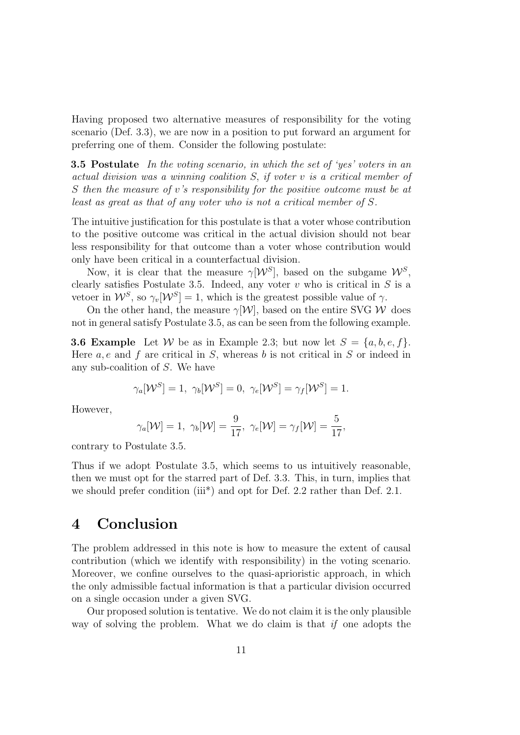Having proposed two alternative measures of responsibility for the voting scenario (Def. 3.3), we are now in a position to put forward an argument for preferring one of them. Consider the following postulate:

**3.5 Postulate** *In the voting scenario, in which the set of 'yes' voters in an actual division was a winning coalition $S$, if voter $v$ is a critical member of $S$ then the measure of $v$'s responsibility for the positive outcome must be at least as great as that of any voter who is not a critical member of $S$.*

The intuitive justification for this postulate is that a voter whose contribution to the positive outcome was critical in the actual division should not bear less responsibility for that outcome than a voter whose contribution would only have been critical in a counterfactual division.

Now, it is clear that the measure $\gamma[\mathcal{W}^S]$, based on the subgame $\mathcal{W}^S$, clearly satisfies Postulate 3.5. Indeed, any voter $v$ who is critical in $S$ is a vetoer in $\mathcal{W}^S$, so $\gamma_v[\mathcal{W}^S] = 1$, which is the greatest possible value of $\gamma$.

On the other hand, the measure $\gamma[\mathcal{W}]$, based on the entire SVG $\mathcal{W}$ does not in general satisfy Postulate 3.5, as can be seen from the following example.

**3.6 Example** Let $\mathcal{W}$ be as in Example 2.3; but now let $S = \{a, b, e, f\}$. Here $a, e$ and $f$ are critical in $S$, whereas $b$ is not critical in $S$ or indeed in any sub-coalition of $S$. We have

$$\gamma_a[\mathcal{W}^S] = 1,\ \gamma_b[\mathcal{W}^S] = 0,\ \gamma_e[\mathcal{W}^S] = \gamma_f[\mathcal{W}^S] = 1.$$

However,

$$\gamma_a[\mathcal{W}] = 1,\ \gamma_b[\mathcal{W}] = \frac{9}{17},\ \gamma_e[\mathcal{W}] = \gamma_f[\mathcal{W}] = \frac{5}{17},$$

contrary to Postulate 3.5.

Thus if we adopt Postulate 3.5, which seems to us intuitively reasonable, then we must opt for the starred part of Def. 3.3. This, in turn, implies that we should prefer condition (iii*) and opt for Def. 2.2 rather than Def. 2.1.

# 4 Conclusion

The problem addressed in this note is how to measure the extent of causal contribution (which we identify with responsibility) in the voting scenario. Moreover, we confine ourselves to the quasi-aprioristic approach, in which the only admissible factual information is that a particular division occurred on a single occasion under a given SVG.

Our proposed solution is tentative. We do not claim it is the only plausible way of solving the problem. What we do claim is that *if* one adopts the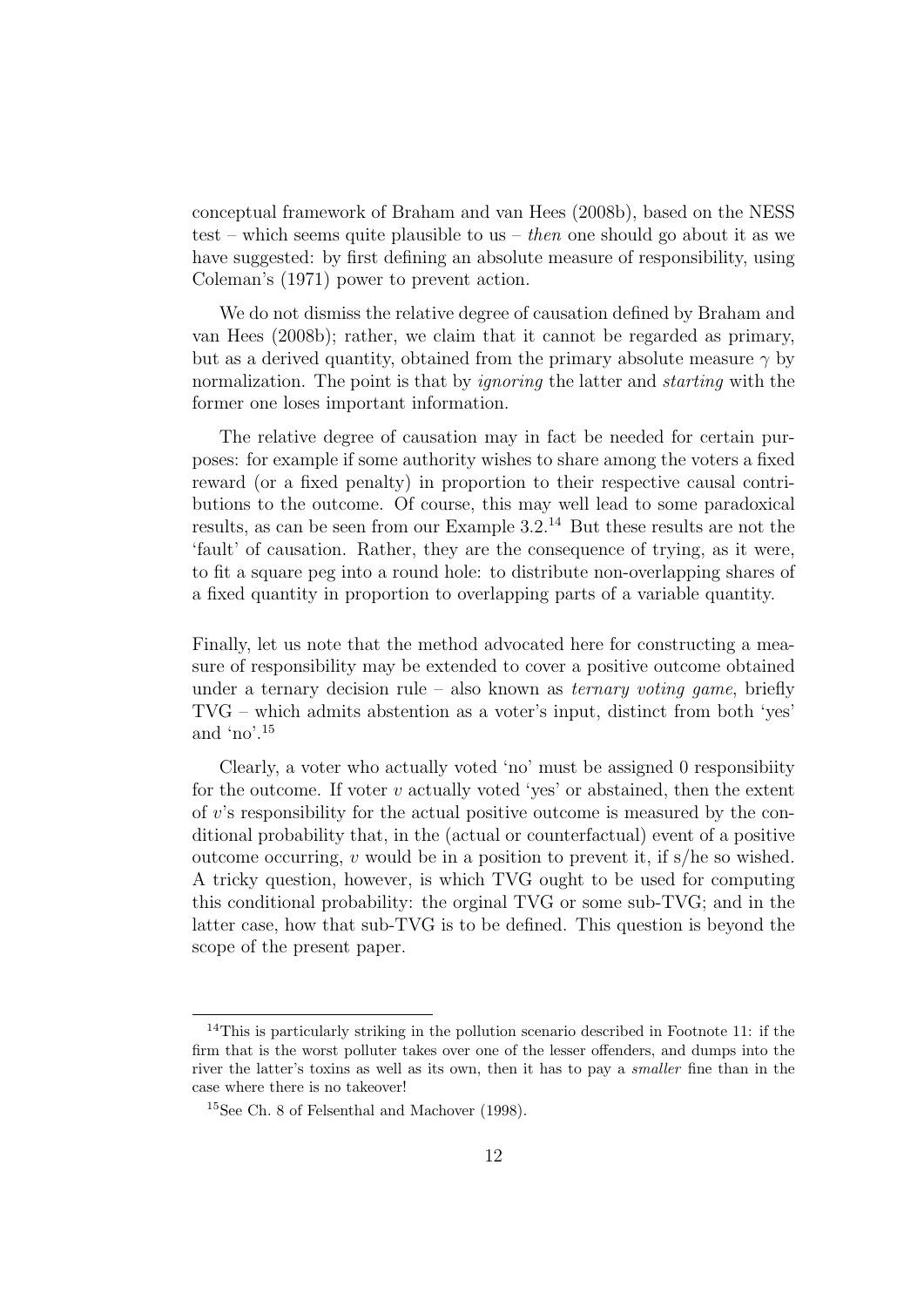conceptual framework of Braham and van Hees (2008b), based on the NESS test – which seems quite plausible to us – *then* one should go about it as we have suggested: by first defining an absolute measure of responsibility, using Coleman's (1971) power to prevent action.

We do not dismiss the relative degree of causation defined by Braham and van Hees (2008b); rather, we claim that it cannot be regarded as primary, but as a derived quantity, obtained from the primary absolute measure $\gamma$ by normalization. The point is that by *ignoring* the latter and *starting* with the former one loses important information.

The relative degree of causation may in fact be needed for certain purposes: for example if some authority wishes to share among the voters a fixed reward (or a fixed penalty) in proportion to their respective causal contributions to the outcome. Of course, this may well lead to some paradoxical results, as can be seen from our Example 3.2.[14] But these results are not the 'fault' of causation. Rather, they are the consequence of trying, as it were, to fit a square peg into a round hole: to distribute non-overlapping shares of a fixed quantity in proportion to overlapping parts of a variable quantity.

Finally, let us note that the method advocated here for constructing a measure of responsibility may be extended to cover a positive outcome obtained under a ternary decision rule – also known as *ternary voting game*, briefly TVG – which admits abstention as a voter's input, distinct from both 'yes' and 'no'.[15]

Clearly, a voter who actually voted 'no' must be assigned 0 responsibiity for the outcome. If voter $v$ actually voted 'yes' or abstained, then the extent of $v$'s responsibility for the actual positive outcome is measured by the conditional probability that, in the (actual or counterfactual) event of a positive outcome occurring, $v$ would be in a position to prevent it, if s/he so wished. A tricky question, however, is which TVG ought to be used for computing this conditional probability: the orginal TVG or some sub-TVG; and in the latter case, how that sub-TVG is to be defined. This question is beyond the scope of the present paper.

[14] This is particularly striking in the pollution scenario described in Footnote 11: if the firm that is the worst polluter takes over one of the lesser offenders, and dumps into the river the latter's toxins as well as its own, then it has to pay a *smaller* fine than in the case where there is no takeover!

[15] See Ch. 8 of Felsenthal and Machover (1998).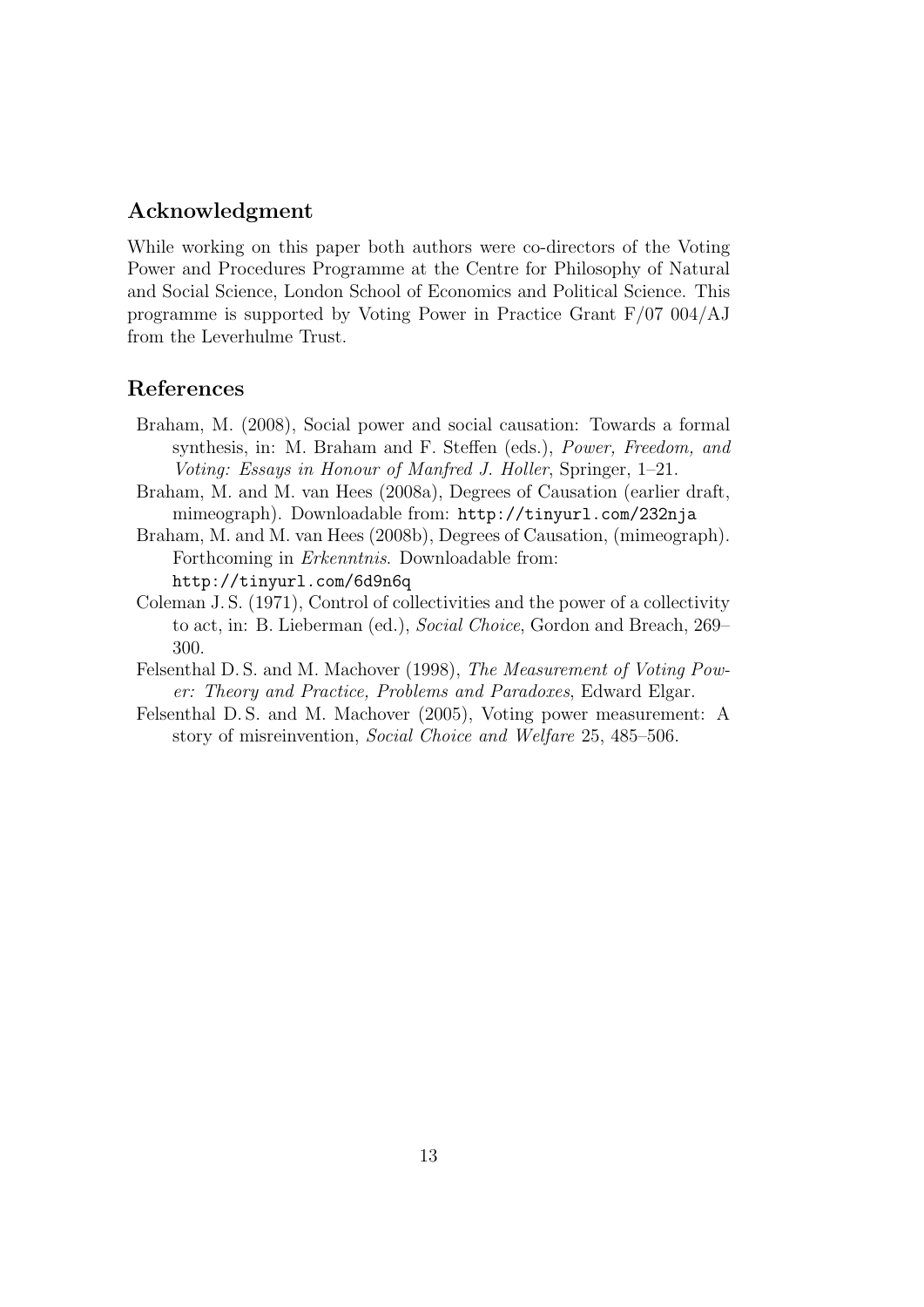## Acknowledgment

While working on this paper both authors were co-directors of the Voting Power and Procedures Programme at the Centre for Philosophy of Natural and Social Science, London School of Economics and Political Science. This programme is supported by Voting Power in Practice Grant F/07 004/AJ from the Leverhulme Trust.

## References

Braham, M. (2008), Social power and social causation: Towards a formal synthesis, in: M. Braham and F. Steffen (eds.), *Power, Freedom, and Voting: Essays in Honour of Manfred J. Holler*, Springer, 1–21.

Braham, M. and M. van Hees (2008a), Degrees of Causation (earlier draft, mimeograph). Downloadable from: `http://tinyurl.com/232nja`

Braham, M. and M. van Hees (2008b), Degrees of Causation, (mimeograph). Forthcoming in *Erkenntnis*. Downloadable from: `http://tinyurl.com/6d9n6q`

Coleman J. S. (1971), Control of collectivities and the power of a collectivity to act, in: B. Lieberman (ed.), *Social Choice*, Gordon and Breach, 269–300.

Felsenthal D. S. and M. Machover (1998), *The Measurement of Voting Power: Theory and Practice, Problems and Paradoxes*, Edward Elgar.

Felsenthal D. S. and M. Machover (2005), Voting power measurement: A story of misreinvention, *Social Choice and Welfare* 25, 485–506.